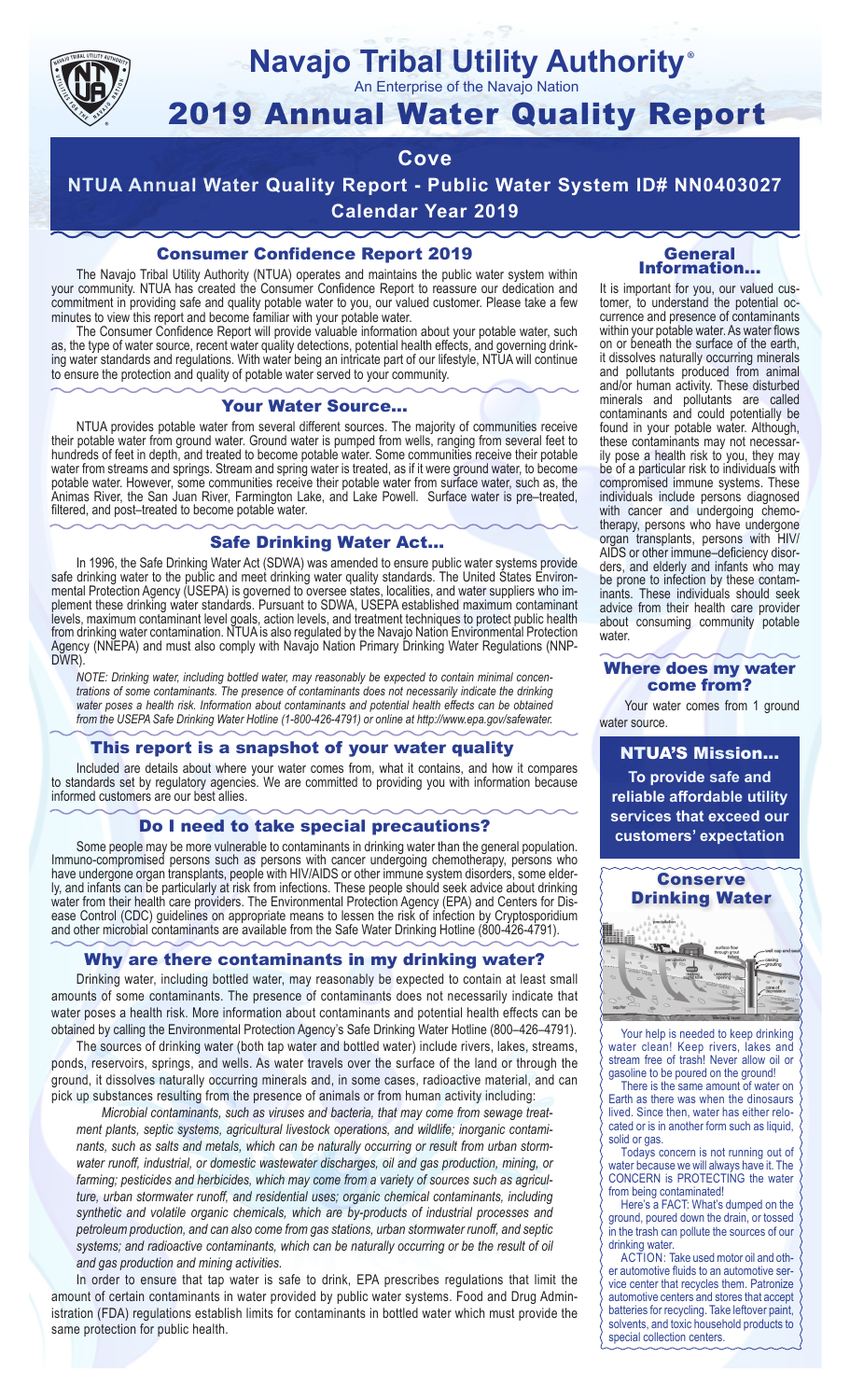# Navajo Tribal Utility Authority®

An Enterprise of the Navajo Nation

# 2019 Annual Water Quality Report

## Cove

## NTUA Annual Water Quality Report - Public Water System ID# NN0403027

## Calendar Year 2019

### Consumer Confidence Report 2019

The Navajo Tribal Utility Authority (NTUA) operates and maintains the public water system within your community. NTUA has created the Consumer Confidence Report to reassure our dedication and commitment in providing safe and quality potable water to you, our valued customer. Please take a few minutes to view this report and become familiar with your potable water.

The Consumer Confidence Report will provide valuable information about your potable water, such as, the type of water source, recent water quality detections, potential health effects, and governing drinking water standards and regulations. With water being an intricate part of our lifestyle, NTUA will continue to ensure the protection and quality of potable water served to your community.

### Your Water Source…

NTUA provides potable water from several different sources. The majority of communities receive their potable water from ground water. Ground water is pumped from wells, ranging from several feet to hundreds of feet in depth, and treated to become potable water. Some communities receive their potable water from streams and springs. Stream and spring water is treated, as if it were ground water, to become potable water. However, some communities receive their potable water from surface water, such as, the Animas River, the San Juan River, Farmington Lake, and Lake Powell. Surface water is pre–treated, filtered, and post–treated to become potable water.

### Safe Drinking Water Act…

In 1996, the Safe Drinking Water Act (SDWA) was amended to ensure public water systems provide safe drinking water to the public and meet drinking water quality standards. The United States Environmental Protection Agency (USEPA) is governed to oversee states, localities, and water suppliers who implement these drinking water standards. Pursuant to SDWA, USEPA established maximum contaminant levels, maximum contaminant level goals, action levels, and treatment techniques to protect public health from drinking water contamination. NTUA is also regulated by the Navajo Nation Environmental Protection Agency (NNEPA) and must also comply with Navajo Nation Primary Drinking Water Regulations (NNPDWR).

*NOTE: Drinking water, including bottled water, may reasonably be expected to contain minimal concentrations of some contaminants. The presence of contaminants does not necessarily indicate the drinking water poses a health risk. Information about contaminants and potential health effects can be obtained from the USEPA Safe Drinking Water Hotline (1-800-426-4791) or online at http://www.epa.gov/safewater.*

### This report is a snapshot of your water quality

Included are details about where your water comes from, what it contains, and how it compares to standards set by regulatory agencies. We are committed to providing you with information because informed customers are our best allies.

### Do I need to take special precautions?

Some people may be more vulnerable to contaminants in drinking water than the general population. Immuno-compromised persons such as persons with cancer undergoing chemotherapy, persons who have undergone organ transplants, people with HIV/AIDS or other immune system disorders, some elderly, and infants can be particularly at risk from infections. These people should seek advice about drinking water from their health care providers. The Environmental Protection Agency (EPA) and Centers for Disease Control (CDC) guidelines on appropriate means to lessen the risk of infection by Cryptosporidium and other microbial contaminants are available from the Safe Water Drinking Hotline (800-426-4791).

### Why are there contaminants in my drinking water?

Drinking water, including bottled water, may reasonably be expected to contain at least small amounts of some contaminants. The presence of contaminants does not necessarily indicate that water poses a health risk. More information about contaminants and potential health effects can be obtained by calling the Environmental Protection Agency's Safe Drinking Water Hotline (800–426–4791).

The sources of drinking water (both tap water and bottled water) include rivers, lakes, streams, ponds, reservoirs, springs, and wells. As water travels over the surface of the land or through the ground, it dissolves naturally occurring minerals and, in some cases, radioactive material, and can pick up substances resulting from the presence of animals or from human activity including:

*Microbial contaminants, such as viruses and bacteria, that may come from sewage treatment plants, septic systems, agricultural livestock operations, and wildlife; inorganic contaminants, such as salts and metals, which can be naturally occurring or result from urban stormwater runoff, industrial, or domestic wastewater discharges, oil and gas production, mining, or farming; pesticides and herbicides, which may come from a variety of sources such as agriculture, urban stormwater runoff, and residential uses; organic chemical contaminants, including synthetic and volatile organic chemicals, which are by-products of industrial processes and petroleum production, and can also come from gas stations, urban stormwater runoff, and septic systems; and radioactive contaminants, which can be naturally occurring or be the result of oil and gas production and mining activities.*

In order to ensure that tap water is safe to drink, EPA prescribes regulations that limit the amount of certain contaminants in water provided by public water systems. Food and Drug Administration (FDA) regulations establish limits for contaminants in bottled water which must provide the same protection for public health.

### General Information…

It is important for you, our valued customer, to understand the potential occurrence and presence of contaminants within your potable water. As water flows on or beneath the surface of the earth, it dissolves naturally occurring minerals and pollutants produced from animal and/or human activity. These disturbed minerals and pollutants are called contaminants and could potentially be found in your potable water. Although, these contaminants may not necessarily pose a health risk to you, they may be of a particular risk to individuals with compromised immune systems. These individuals include persons diagnosed with cancer and undergoing chemotherapy, persons who have undergone organ transplants, persons with HIV/AIDS or other immune–deficiency disorders, and elderly and infants who may be prone to infection by these contaminants. These individuals should seek advice from their health care provider about consuming community potable water.

### Where does my water come from?

Your water comes from 1 ground water source.

### NTUA'S Mission…

**To provide safe and reliable affordable utility services that exceed our customers' expectation**

### Conserve Drinking Water

Your help is needed to keep drinking water clean! Keep rivers, lakes and stream free of trash! Never allow oil or gasoline to be poured on the ground!

There is the same amount of water on Earth as there was when the dinosaurs lived. Since then, water has either relocated or is in another form such as liquid, solid or gas.

Todays concern is not running out of water because we will always have it. The CONCERN is PROTECTING the water from being contaminated!

Here's a FACT: What's dumped on the ground, poured down the drain, or tossed in the trash can pollute the sources of our drinking water.

ACTION: Take used motor oil and other automotive fluids to an automotive service center that recycles them. Patronize automotive centers and stores that accept batteries for recycling. Take leftover paint, solvents, and toxic household products to special collection centers.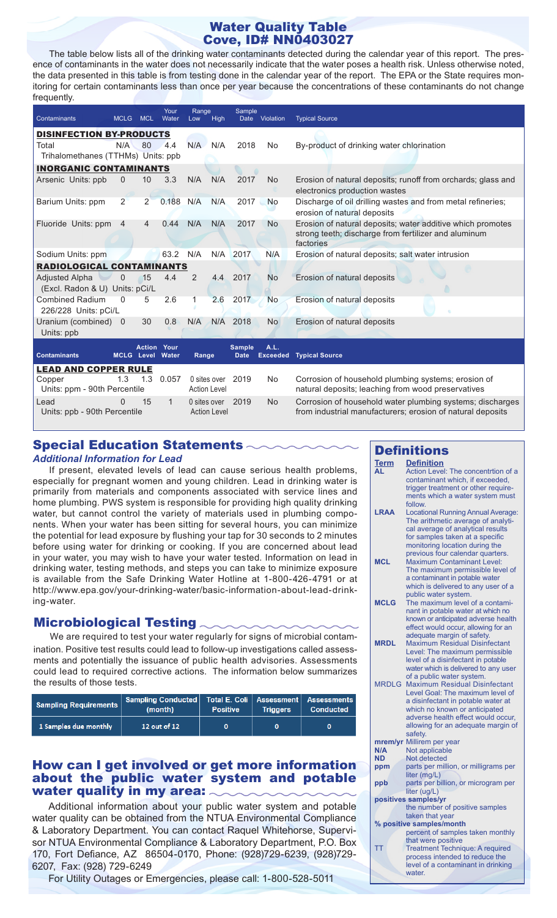# Water Quality Table
## Cove, ID# NN0403027

The table below lists all of the drinking water contaminants detected during the calendar year of this report. The presence of contaminants in the water does not necessarily indicate that the water poses a health risk. Unless otherwise noted, the data presented in this table is from testing done in the calendar year of the report. The EPA or the State requires monitoring for certain contaminants less than once per year because the concentrations of these contaminants do not change frequently.

| Contaminants | MCLG | MCL | Your Water | Range Low | Range High | Sample Date | Violation | Typical Source |
|---|---|---|---|---|---|---|---|---|
| **DISINFECTION BY-PRODUCTS** | | | | | | | | |
| Total Trihalomethanes (TTHMs) Units: ppb | N/A | 80 | 4.4 | N/A | N/A | 2018 | No | By-product of drinking water chlorination |
| **INORGANIC CONTAMINANTS** | | | | | | | | |
| Arsenic Units: ppb | 0 | 10 | 3.3 | N/A | N/A | 2017 | No | Erosion of natural deposits; runoff from orchards; glass and electronics production wastes |
| Barium Units: ppm | 2 | 2 | 0.188 | N/A | N/A | 2017 | No | Discharge of oil drilling wastes and from metal refineries; erosion of natural deposits |
| Fluoride Units: ppm | 4 | 4 | 0.44 | N/A | N/A | 2017 | No | Erosion of natural deposits; water additive which promotes strong teeth; discharge from fertilizer and aluminum factories |
| Sodium Units: ppm | | | 63.2 | N/A | N/A | 2017 | N/A | Erosion of natural deposits; salt water intrusion |
| **RADIOLOGICAL CONTAMINANTS** | | | | | | | | |
| Adjusted Alpha (Excl. Radon & U) Units: pCi/L | 0 | 15 | 4.4 | 2 | 4.4 | 2017 | No | Erosion of natural deposits |
| Combined Radium 226/228 Units: pCi/L | 0 | 5 | 2.6 | 1 | 2.6 | 2017 | No | Erosion of natural deposits |
| Uranium (combined) Units: ppb | 0 | 30 | 0.8 | N/A | N/A | 2018 | No | Erosion of natural deposits |

| Contaminants | MCLG | Action Level | Your Water | Range | Sample Date | A.L. Exceeded | Typical Source |
|---|---|---|---|---|---|---|---|
| **LEAD AND COPPER RULE** | | | | | | | |
| Copper Units: ppm - 90th Percentile | 1.3 | 1.3 | 0.057 | 0 sites over Action Level | 2019 | No | Corrosion of household plumbing systems; erosion of natural deposits; leaching from wood preservatives |
| Lead Units: ppb - 90th Percentile | 0 | 15 | 1 | 0 sites over Action Level | 2019 | No | Corrosion of household water plumbing systems; discharges from industrial manufacturers; erosion of natural deposits |

## Special Education Statements

### *Additional Information for Lead*

If present, elevated levels of lead can cause serious health problems, especially for pregnant women and young children. Lead in drinking water is primarily from materials and components associated with service lines and home plumbing. PWS system is responsible for providing high quality drinking water, but cannot control the variety of materials used in plumbing components. When your water has been sitting for several hours, you can minimize the potential for lead exposure by flushing your tap for 30 seconds to 2 minutes before using water for drinking or cooking. If you are concerned about lead in your water, you may wish to have your water tested. Information on lead in drinking water, testing methods, and steps you can take to minimize exposure is available from the Safe Drinking Water Hotline at 1-800-426-4791 or at http://www.epa.gov/your-drinking-water/basic-information-about-lead-drinking-water.

## Microbiological Testing

We are required to test your water regularly for signs of microbial contamination. Positive test results could lead to follow-up investigations called assessments and potentially the issuance of public health advisories. Assessments could lead to required corrective actions. The information below summarizes the results of those tests.

| Sampling Requirements | Sampling Conducted (month) | Total E. Coli Positive | Assessment Triggers | Assessments Conducted |
|---|---|---|---|---|
| 1 Samples due monthly | 12 out of 12 | 0 | 0 | 0 |

## How can I get involved or get more information about the public water system and potable water quality in my area:

Additional information about your public water system and potable water quality can be obtained from the NTUA Environmental Compliance & Laboratory Department. You can contact Raquel Whitehorse, Supervisor NTUA Environmental Compliance & Laboratory Department, P.O. Box 170, Fort Defiance, AZ 86504-0170, Phone: (928)729-6239, (928)729-6207, Fax: (928) 729-6249

For Utility Outages or Emergencies, please call: 1-800-528-5011

## Definitions

| Term | Definition |
|---|---|
| **AL** | Action Level: The concentrtion of a contaminant which, if exceeded, trigger treatment or other requirements which a water system must follow. |
| **LRAA** | Locational Running Annual Average: The arithmetic average of analytical results for samples taken at a specific monitoring location during the previous four calendar quarters. |
| **MCL** | Maximum Contaminant Level: The maximum permissible level of a contaminant in potable water which is delivered to any user of a public water system. |
| **MCLG** | The maximum level of a contaminant in potable water at which no known or anticipated adverse health effect would occur, allowing for an adequate margin of safety. |
| **MRDL** | Maximum Residual Disinfectant Level: The maximum permissible level of a disinfectant in potable water which is delivered to any user of a public water system. |
| **MRDLG** | Maximum Residual Disinfectant Level Goal: The maximum level of a disinfectant in potable water at which no known or anticipated adverse health effect would occur, allowing for an adequate margin of safety. |
| **mrem/yr** | Millirem per year |
| **N/A** | Not applicable |
| **ND** | Not detected |
| **ppm** | parts per million, or milligrams per liter (mg/L) |
| **ppb** | parts per billion, or microgram per liter (ug/L) |
| **positives samples/yr** | the number of positive samples taken that year |
| **% positive samples/month** | percent of samples taken monthly that were positive |
| **TT** | Treatment Technique: A required process intended to reduce the level of a contaminant in drinking water. |